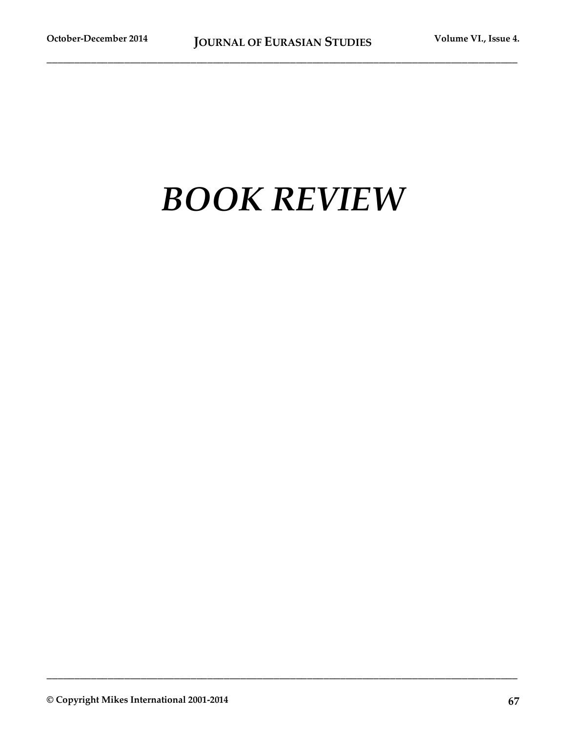# *BOOK REVIEW*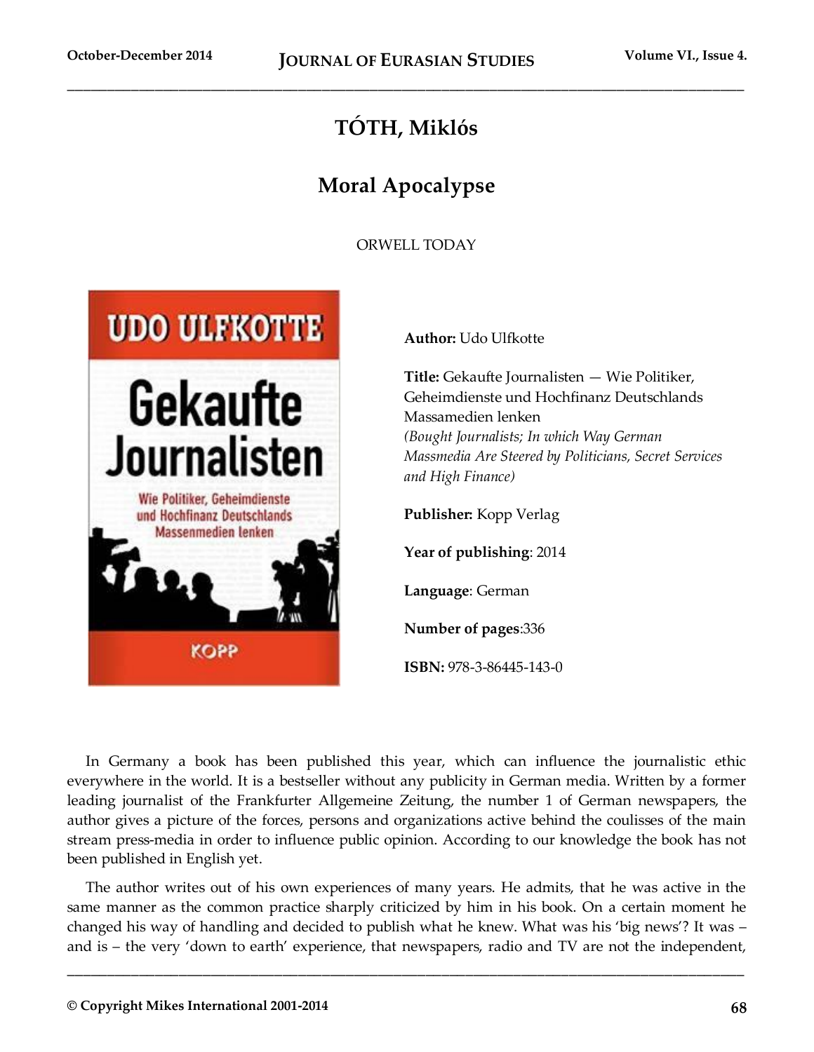# TÓTH, Miklós

## Moral Apocalypse

ORWELL TODAY

**Author:** Udo Ulfkotte

**Title:** Gekaufte Journalisten — Wie Politiker, Geheimdienste und Hochfinanz Deutschlands Massamedien lenken
*(Bought Journalists; In which Way German Massmedia Are Steered by Politicians, Secret Services and High Finance)*

**Publisher:** Kopp Verlag

**Year of publishing**: 2014

**Language**: German

**Number of pages**:336

**ISBN:** 978-3-86445-143-0

In Germany a book has been published this year, which can influence the journalistic ethic everywhere in the world. It is a bestseller without any publicity in German media. Written by a former leading journalist of the Frankfurter Allgemeine Zeitung, the number 1 of German newspapers, the author gives a picture of the forces, persons and organizations active behind the coulisses of the main stream press-media in order to influence public opinion. According to our knowledge the book has not been published in English yet.

The author writes out of his own experiences of many years. He admits, that he was active in the same manner as the common practice sharply criticized by him in his book. On a certain moment he changed his way of handling and decided to publish what he knew. What was his 'big news'? It was – and is – the very 'down to earth' experience, that newspapers, radio and TV are not the independent,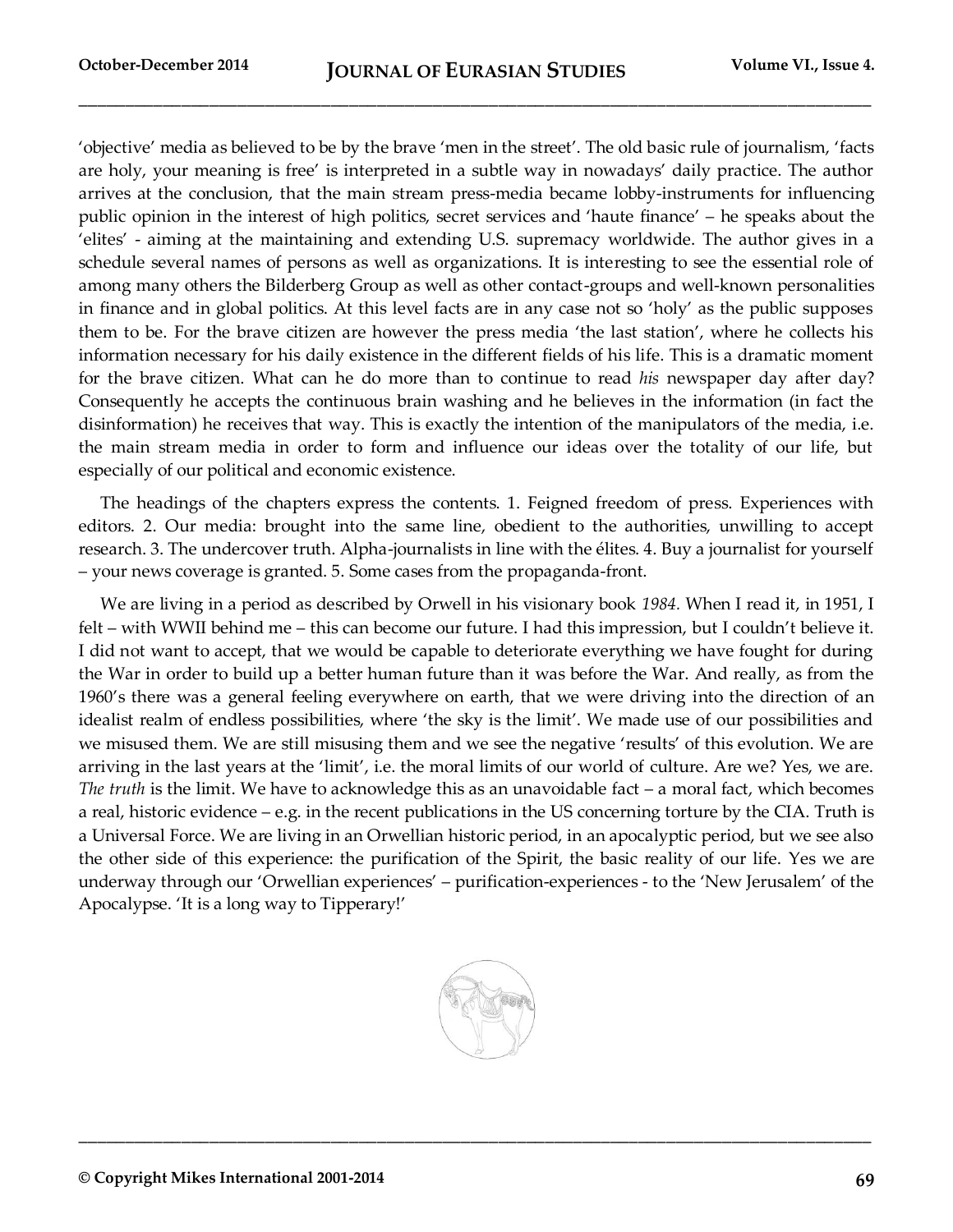'objective' media as believed to be by the brave 'men in the street'. The old basic rule of journalism, 'facts are holy, your meaning is free' is interpreted in a subtle way in nowadays' daily practice. The author arrives at the conclusion, that the main stream press-media became lobby-instruments for influencing public opinion in the interest of high politics, secret services and 'haute finance' – he speaks about the 'elites' - aiming at the maintaining and extending U.S. supremacy worldwide. The author gives in a schedule several names of persons as well as organizations. It is interesting to see the essential role of among many others the Bilderberg Group as well as other contact-groups and well-known personalities in finance and in global politics. At this level facts are in any case not so 'holy' as the public supposes them to be. For the brave citizen are however the press media 'the last station', where he collects his information necessary for his daily existence in the different fields of his life. This is a dramatic moment for the brave citizen. What can he do more than to continue to read *his* newspaper day after day? Consequently he accepts the continuous brain washing and he believes in the information (in fact the disinformation) he receives that way. This is exactly the intention of the manipulators of the media, i.e. the main stream media in order to form and influence our ideas over the totality of our life, but especially of our political and economic existence.

The headings of the chapters express the contents. 1. Feigned freedom of press. Experiences with editors. 2. Our media: brought into the same line, obedient to the authorities, unwilling to accept research. 3. The undercover truth. Alpha-journalists in line with the élites. 4. Buy a journalist for yourself – your news coverage is granted. 5. Some cases from the propaganda-front.

We are living in a period as described by Orwell in his visionary book *1984*. When I read it, in 1951, I felt – with WWII behind me – this can become our future. I had this impression, but I couldn't believe it. I did not want to accept, that we would be capable to deteriorate everything we have fought for during the War in order to build up a better human future than it was before the War. And really, as from the 1960's there was a general feeling everywhere on earth, that we were driving into the direction of an idealist realm of endless possibilities, where 'the sky is the limit'. We made use of our possibilities and we misused them. We are still misusing them and we see the negative 'results' of this evolution. We are arriving in the last years at the 'limit', i.e. the moral limits of our world of culture. Are we? Yes, we are. *The truth* is the limit. We have to acknowledge this as an unavoidable fact – a moral fact, which becomes a real, historic evidence – e.g. in the recent publications in the US concerning torture by the CIA. Truth is a Universal Force. We are living in an Orwellian historic period, in an apocalyptic period, but we see also the other side of this experience: the purification of the Spirit, the basic reality of our life. Yes we are underway through our 'Orwellian experiences' – purification-experiences - to the 'New Jerusalem' of the Apocalypse. 'It is a long way to Tipperary!'